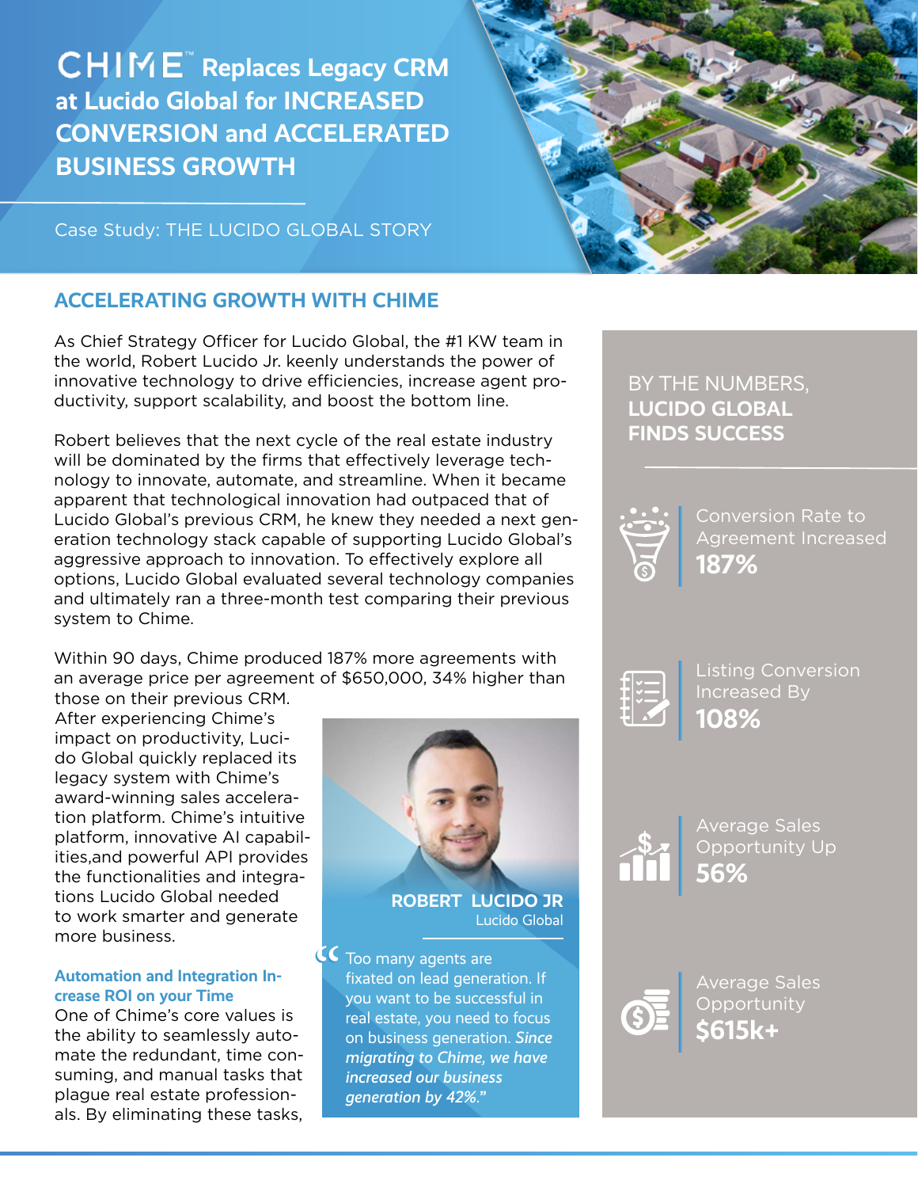# CHIME™ Replaces Legacy CRM at Lucido Global for INCREASED CONVERSION and ACCELERATED BUSINESS GROWTH

Case Study: THE LUCIDO GLOBAL STORY

## ACCELERATING GROWTH WITH CHIME

As Chief Strategy Officer for Lucido Global, the #1 KW team in the world, Robert Lucido Jr. keenly understands the power of innovative technology to drive efficiencies, increase agent productivity, support scalability, and boost the bottom line.

Robert believes that the next cycle of the real estate industry will be dominated by the firms that effectively leverage technology to innovate, automate, and streamline. When it became apparent that technological innovation had outpaced that of Lucido Global's previous CRM, he knew they needed a next generation technology stack capable of supporting Lucido Global's aggressive approach to innovation. To effectively explore all options, Lucido Global evaluated several technology companies and ultimately ran a three-month test comparing their previous system to Chime.

Within 90 days, Chime produced 187% more agreements with an average price per agreement of $650,000, 34% higher than those on their previous CRM. After experiencing Chime's impact on productivity, Lucido Global quickly replaced its legacy system with Chime's award-winning sales acceleration platform. Chime's intuitive platform, innovative AI capabilities,and powerful API provides the functionalities and integrations Lucido Global needed to work smarter and generate more business.

### Automation and Integration Increase ROI on your Time

One of Chime's core values is the ability to seamlessly automate the redundant, time consuming, and manual tasks that plague real estate professionals. By eliminating these tasks,

**ROBERT LUCIDO JR**
Lucido Global

"Too many agents are fixated on lead generation. If you want to be successful in real estate, you need to focus on business generation. *Since migrating to Chime, we have increased our business generation by 42%.*"

## BY THE NUMBERS, **LUCIDO GLOBAL FINDS SUCCESS**

Conversion Rate to Agreement Increased
**187%**

Listing Conversion Increased By
**108%**

Average Sales Opportunity Up
**56%**

Average Sales Opportunity
**$615k+**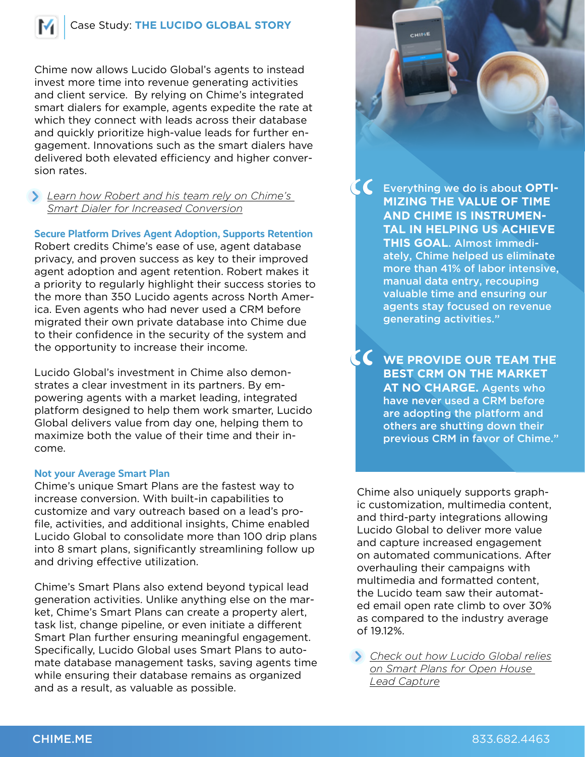Chime now allows Lucido Global's agents to instead invest more time into revenue generating activities and client service. By relying on Chime's integrated smart dialers for example, agents expedite the rate at which they connect with leads across their database and quickly prioritize high-value leads for further engagement. Innovations such as the smart dialers have delivered both elevated efficiency and higher conversion rates.

> *Learn how Robert and his team rely on Chime's Smart Dialer for Increased Conversion*

### Secure Platform Drives Agent Adoption, Supports Retention

Robert credits Chime's ease of use, agent database privacy, and proven success as key to their improved agent adoption and agent retention. Robert makes it a priority to regularly highlight their success stories to the more than 350 Lucido agents across North America. Even agents who had never used a CRM before migrated their own private database into Chime due to their confidence in the security of the system and the opportunity to increase their income.

Lucido Global's investment in Chime also demonstrates a clear investment in its partners. By empowering agents with a market leading, integrated platform designed to help them work smarter, Lucido Global delivers value from day one, helping them to maximize both the value of their time and their income.

### Not your Average Smart Plan

Chime's unique Smart Plans are the fastest way to increase conversion. With built-in capabilities to customize and vary outreach based on a lead's profile, activities, and additional insights, Chime enabled Lucido Global to consolidate more than 100 drip plans into 8 smart plans, significantly streamlining follow up and driving effective utilization.

Chime's Smart Plans also extend beyond typical lead generation activities. Unlike anything else on the market, Chime's Smart Plans can create a property alert, task list, change pipeline, or even initiate a different Smart Plan further ensuring meaningful engagement. Specifically, Lucido Global uses Smart Plans to automate database management tasks, saving agents time while ensuring their database remains as organized and as a result, as valuable as possible.

> "Everything we do is about **OPTIMIZING THE VALUE OF TIME AND CHIME IS INSTRUMENTAL IN HELPING US ACHIEVE THIS GOAL.** Almost immediately, Chime helped us eliminate more than 41% of labor intensive, manual data entry, recouping valuable time and ensuring our agents stay focused on revenue generating activities."

> "**WE PROVIDE OUR TEAM THE BEST CRM ON THE MARKET AT NO CHARGE.** Agents who have never used a CRM before are adopting the platform and others are shutting down their previous CRM in favor of Chime."

Chime also uniquely supports graphic customization, multimedia content, and third-party integrations allowing Lucido Global to deliver more value and capture increased engagement on automated communications. After overhauling their campaigns with multimedia and formatted content, the Lucido team saw their automated email open rate climb to over 30% as compared to the industry average of 19.12%.

> *Check out how Lucido Global relies on Smart Plans for Open House Lead Capture*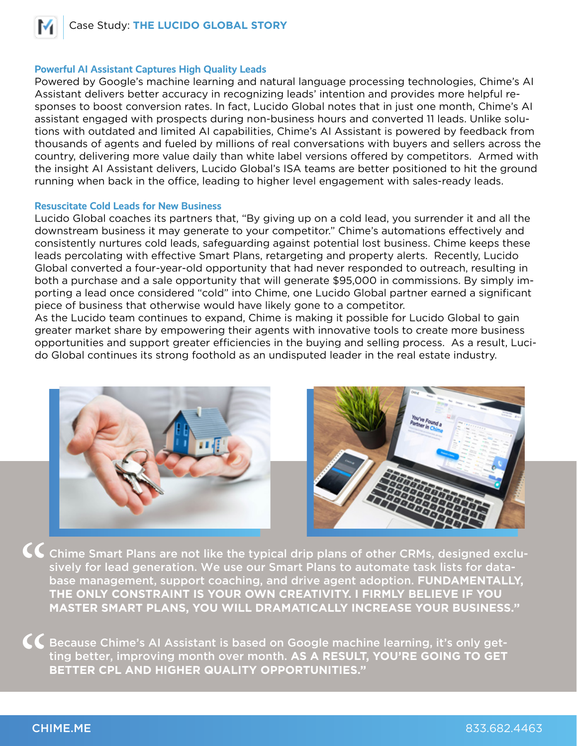### Powerful AI Assistant Captures High Quality Leads

Powered by Google's machine learning and natural language processing technologies, Chime's AI Assistant delivers better accuracy in recognizing leads' intention and provides more helpful responses to boost conversion rates. In fact, Lucido Global notes that in just one month, Chime's AI assistant engaged with prospects during non-business hours and converted 11 leads. Unlike solutions with outdated and limited AI capabilities, Chime's AI Assistant is powered by feedback from thousands of agents and fueled by millions of real conversations with buyers and sellers across the country, delivering more value daily than white label versions offered by competitors. Armed with the insight AI Assistant delivers, Lucido Global's ISA teams are better positioned to hit the ground running when back in the office, leading to higher level engagement with sales-ready leads.

### Resuscitate Cold Leads for New Business

Lucido Global coaches its partners that, "By giving up on a cold lead, you surrender it and all the downstream business it may generate to your competitor." Chime's automations effectively and consistently nurtures cold leads, safeguarding against potential lost business. Chime keeps these leads percolating with effective Smart Plans, retargeting and property alerts. Recently, Lucido Global converted a four-year-old opportunity that had never responded to outreach, resulting in both a purchase and a sale opportunity that will generate $95,000 in commissions. By simply importing a lead once considered "cold" into Chime, one Lucido Global partner earned a significant piece of business that otherwise would have likely gone to a competitor.

As the Lucido team continues to expand, Chime is making it possible for Lucido Global to gain greater market share by empowering their agents with innovative tools to create more business opportunities and support greater efficiencies in the buying and selling process. As a result, Lucido Global continues its strong foothold as an undisputed leader in the real estate industry.

> "Chime Smart Plans are not like the typical drip plans of other CRMs, designed exclusively for lead generation. We use our Smart Plans to automate task lists for database management, support coaching, and drive agent adoption. **FUNDAMENTALLY, THE ONLY CONSTRAINT IS YOUR OWN CREATIVITY. I FIRMLY BELIEVE IF YOU MASTER SMART PLANS, YOU WILL DRAMATICALLY INCREASE YOUR BUSINESS."**

> "Because Chime's AI Assistant is based on Google machine learning, it's only getting better, improving month over month. **AS A RESULT, YOU'RE GOING TO GET BETTER CPL AND HIGHER QUALITY OPPORTUNITIES."**

CHIME.ME | 833.682.4463